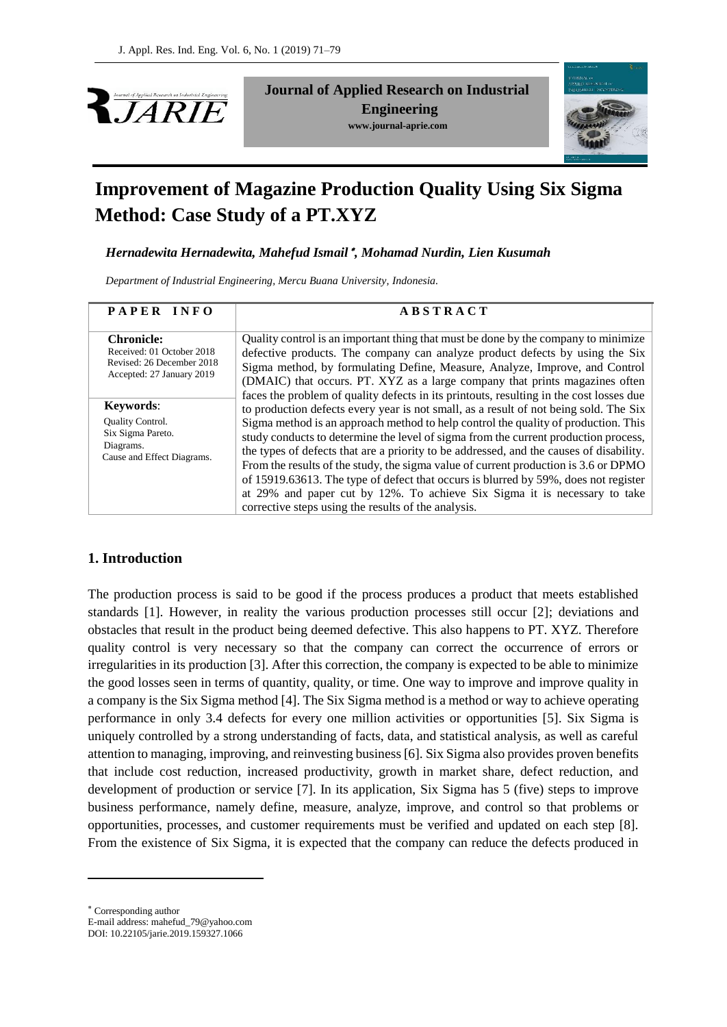**Journal of Applied Research on Industrial Engineering**
**www.journal-aprie.com**

# Improvement of Magazine Production Quality Using Six Sigma Method: Case Study of a PT.XYZ

***Hernadewita Hernadewita, Mahefud Ismail*** **[*]**, ***Mohamad Nurdin, Lien Kusumah***

*Department of Industrial Engineering, Mercu Buana University, Indonesia.*

| PAPER INFO | ABSTRACT |
|---|---|
| **Chronicle:**<br>Received: 01 October 2018<br>Revised: 26 December 2018<br>Accepted: 27 January 2019<br><br>**Keywords**:<br>Quality Control.<br>Six Sigma Pareto.<br>Diagrams.<br>Cause and Effect Diagrams. | Quality control is an important thing that must be done by the company to minimize defective products. The company can analyze product defects by using the Six Sigma method, by formulating Define, Measure, Analyze, Improve, and Control (DMAIC) that occurs. PT. XYZ as a large company that prints magazines often faces the problem of quality defects in its printouts, resulting in the cost losses due to production defects every year is not small, as a result of not being sold. The Six Sigma method is an approach method to help control the quality of production. This study conducts to determine the level of sigma from the current production process, the types of defects that are a priority to be addressed, and the causes of disability. From the results of the study, the sigma value of current production is 3.6 or DPMO of 15919.63613. The type of defect that occurs is blurred by 59%, does not register at 29% and paper cut by 12%. To achieve Six Sigma it is necessary to take corrective steps using the results of the analysis. |

## 1. Introduction

The production process is said to be good if the process produces a product that meets established standards [1]. However, in reality the various production processes still occur [2]; deviations and obstacles that result in the product being deemed defective. This also happens to PT. XYZ. Therefore quality control is very necessary so that the company can correct the occurrence of errors or irregularities in its production [3]. After this correction, the company is expected to be able to minimize the good losses seen in terms of quantity, quality, or time. One way to improve and improve quality in a company is the Six Sigma method [4]. The Six Sigma method is a method or way to achieve operating performance in only 3.4 defects for every one million activities or opportunities [5]. Six Sigma is uniquely controlled by a strong understanding of facts, data, and statistical analysis, as well as careful attention to managing, improving, and reinvesting business [6]. Six Sigma also provides proven benefits that include cost reduction, increased productivity, growth in market share, defect reduction, and development of production or service [7]. In its application, Six Sigma has 5 (five) steps to improve business performance, namely define, measure, analyze, improve, and control so that problems or opportunities, processes, and customer requirements must be verified and updated on each step [8]. From the existence of Six Sigma, it is expected that the company can reduce the defects produced in

---

[*] Corresponding author
E-mail address: mahefud_79@yahoo.com
DOI: 10.22105/jarie.2019.159327.1066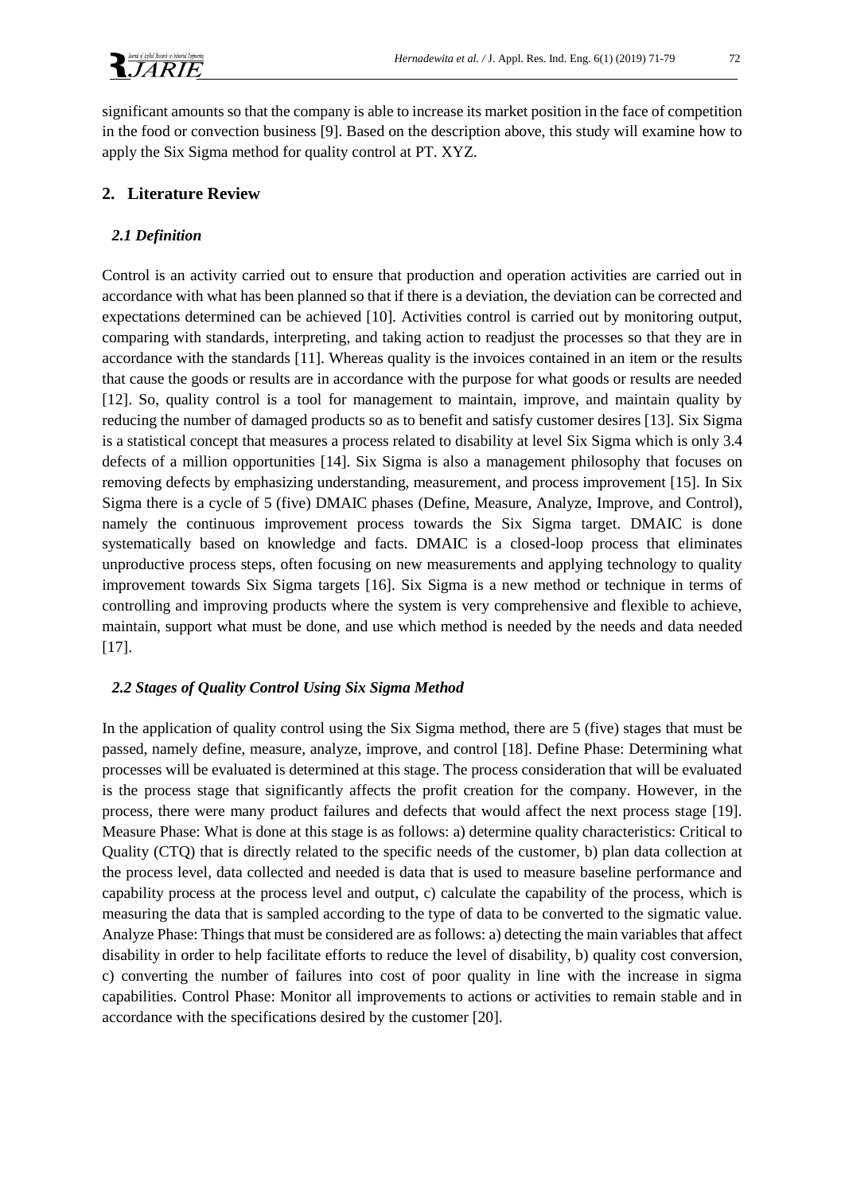significant amounts so that the company is able to increase its market position in the face of competition in the food or convection business [9]. Based on the description above, this study will examine how to apply the Six Sigma method for quality control at PT. XYZ.

## 2. Literature Review

### *2.1 Definition*

Control is an activity carried out to ensure that production and operation activities are carried out in accordance with what has been planned so that if there is a deviation, the deviation can be corrected and expectations determined can be achieved [10]. Activities control is carried out by monitoring output, comparing with standards, interpreting, and taking action to readjust the processes so that they are in accordance with the standards [11]. Whereas quality is the invoices contained in an item or the results that cause the goods or results are in accordance with the purpose for what goods or results are needed [12]. So, quality control is a tool for management to maintain, improve, and maintain quality by reducing the number of damaged products so as to benefit and satisfy customer desires [13]. Six Sigma is a statistical concept that measures a process related to disability at level Six Sigma which is only 3.4 defects of a million opportunities [14]. Six Sigma is also a management philosophy that focuses on removing defects by emphasizing understanding, measurement, and process improvement [15]. In Six Sigma there is a cycle of 5 (five) DMAIC phases (Define, Measure, Analyze, Improve, and Control), namely the continuous improvement process towards the Six Sigma target. DMAIC is done systematically based on knowledge and facts. DMAIC is a closed-loop process that eliminates unproductive process steps, often focusing on new measurements and applying technology to quality improvement towards Six Sigma targets [16]. Six Sigma is a new method or technique in terms of controlling and improving products where the system is very comprehensive and flexible to achieve, maintain, support what must be done, and use which method is needed by the needs and data needed [17].

### *2.2 Stages of Quality Control Using Six Sigma Method*

In the application of quality control using the Six Sigma method, there are 5 (five) stages that must be passed, namely define, measure, analyze, improve, and control [18]. Define Phase: Determining what processes will be evaluated is determined at this stage. The process consideration that will be evaluated is the process stage that significantly affects the profit creation for the company. However, in the process, there were many product failures and defects that would affect the next process stage [19]. Measure Phase: What is done at this stage is as follows: a) determine quality characteristics: Critical to Quality (CTQ) that is directly related to the specific needs of the customer, b) plan data collection at the process level, data collected and needed is data that is used to measure baseline performance and capability process at the process level and output, c) calculate the capability of the process, which is measuring the data that is sampled according to the type of data to be converted to the sigmatic value. Analyze Phase: Things that must be considered are as follows: a) detecting the main variables that affect disability in order to help facilitate efforts to reduce the level of disability, b) quality cost conversion, c) converting the number of failures into cost of poor quality in line with the increase in sigma capabilities. Control Phase: Monitor all improvements to actions or activities to remain stable and in accordance with the specifications desired by the customer [20].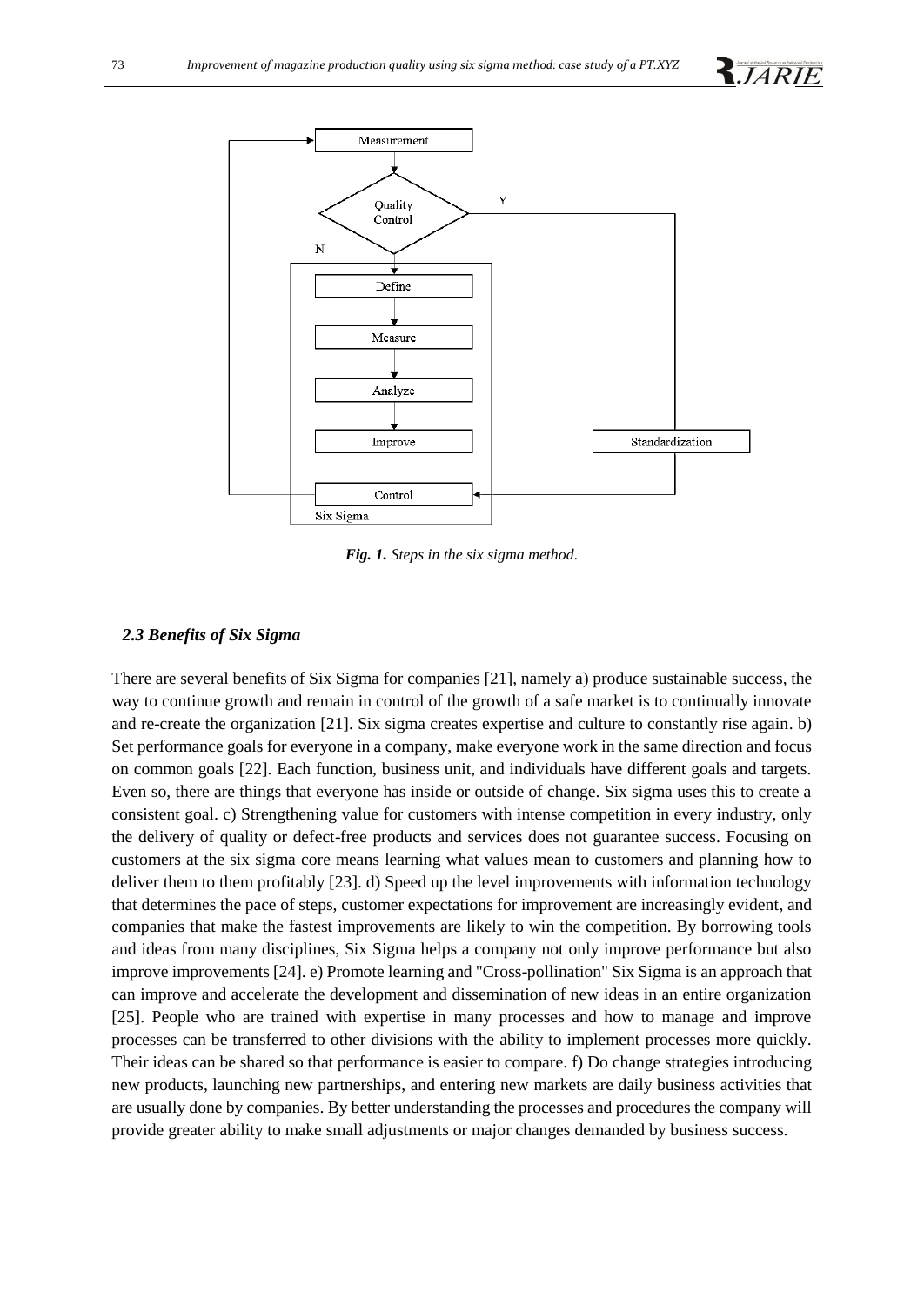Fig. 1. Steps in the six sigma method.

### 2.3 Benefits of Six Sigma

There are several benefits of Six Sigma for companies [21], namely a) produce sustainable success, the way to continue growth and remain in control of the growth of a safe market is to continually innovate and re-create the organization [21]. Six sigma creates expertise and culture to constantly rise again. b) Set performance goals for everyone in a company, make everyone work in the same direction and focus on common goals [22]. Each function, business unit, and individuals have different goals and targets. Even so, there are things that everyone has inside or outside of change. Six sigma uses this to create a consistent goal. c) Strengthening value for customers with intense competition in every industry, only the delivery of quality or defect-free products and services does not guarantee success. Focusing on customers at the six sigma core means learning what values mean to customers and planning how to deliver them to them profitably [23]. d) Speed up the level improvements with information technology that determines the pace of steps, customer expectations for improvement are increasingly evident, and companies that make the fastest improvements are likely to win the competition. By borrowing tools and ideas from many disciplines, Six Sigma helps a company not only improve performance but also improve improvements [24]. e) Promote learning and "Cross-pollination" Six Sigma is an approach that can improve and accelerate the development and dissemination of new ideas in an entire organization [25]. People who are trained with expertise in many processes and how to manage and improve processes can be transferred to other divisions with the ability to implement processes more quickly. Their ideas can be shared so that performance is easier to compare. f) Do change strategies introducing new products, launching new partnerships, and entering new markets are daily business activities that are usually done by companies. By better understanding the processes and procedures the company will provide greater ability to make small adjustments or major changes demanded by business success.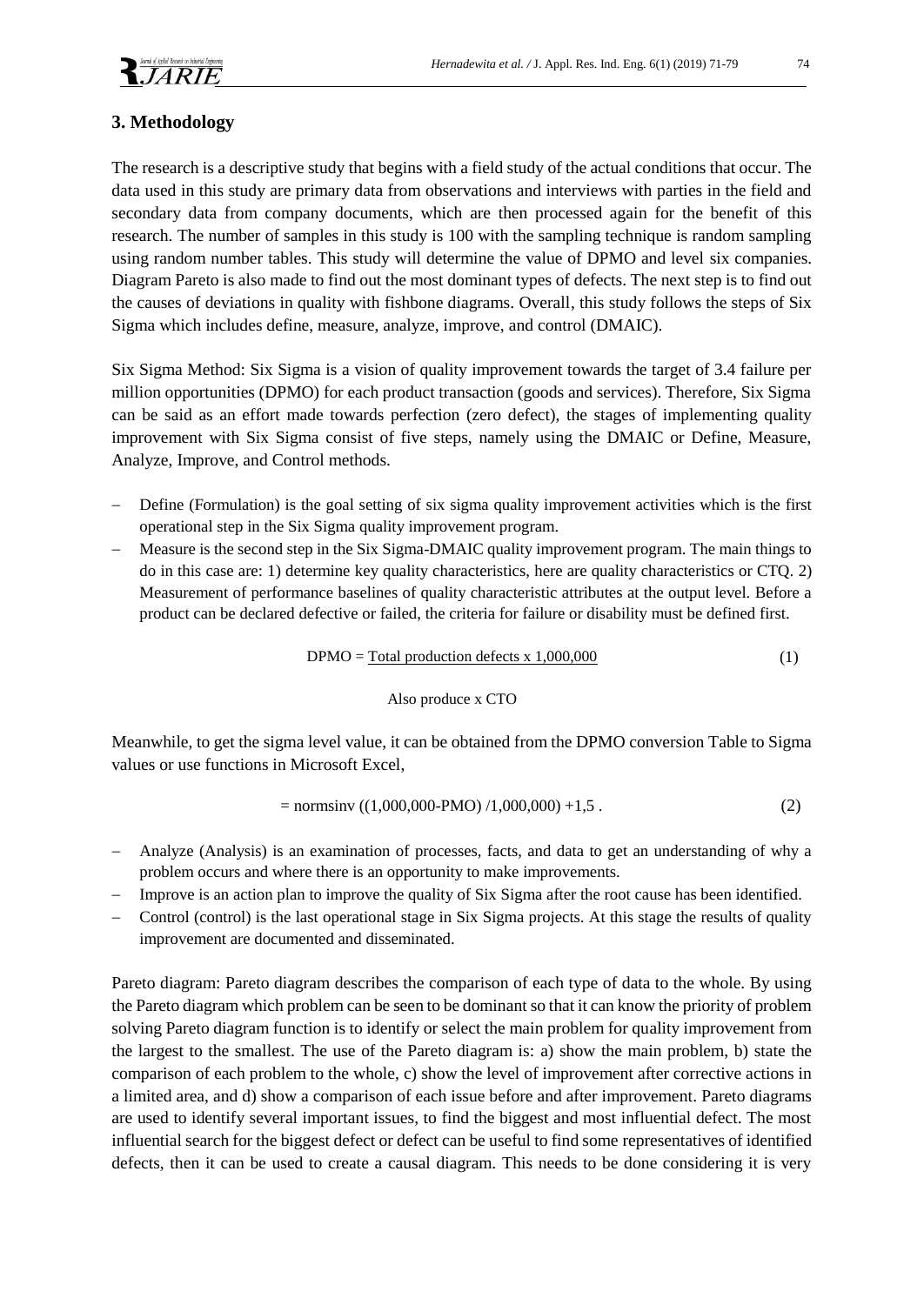## 3. Methodology

The research is a descriptive study that begins with a field study of the actual conditions that occur. The data used in this study are primary data from observations and interviews with parties in the field and secondary data from company documents, which are then processed again for the benefit of this research. The number of samples in this study is 100 with the sampling technique is random sampling using random number tables. This study will determine the value of DPMO and level six companies. Diagram Pareto is also made to find out the most dominant types of defects. The next step is to find out the causes of deviations in quality with fishbone diagrams. Overall, this study follows the steps of Six Sigma which includes define, measure, analyze, improve, and control (DMAIC).

Six Sigma Method: Six Sigma is a vision of quality improvement towards the target of 3.4 failure per million opportunities (DPMO) for each product transaction (goods and services). Therefore, Six Sigma can be said as an effort made towards perfection (zero defect), the stages of implementing quality improvement with Six Sigma consist of five steps, namely using the DMAIC or Define, Measure, Analyze, Improve, and Control methods.

- Define (Formulation) is the goal setting of six sigma quality improvement activities which is the first operational step in the Six Sigma quality improvement program.
- Measure is the second step in the Six Sigma-DMAIC quality improvement program. The main things to do in this case are: 1) determine key quality characteristics, here are quality characteristics or CTQ. 2) Measurement of performance baselines of quality characteristic attributes at the output level. Before a product can be declared defective or failed, the criteria for failure or disability must be defined first.

$$\text{DPMO} = \frac{\text{Total production defects x 1,000,000}}{\text{Also produce x CTO}} \tag{1}$$

Meanwhile, to get the sigma level value, it can be obtained from the DPMO conversion Table to Sigma values or use functions in Microsoft Excel,

$$= \text{normsinv}\ ((1{,}000{,}000\text{-PMO})\ /1{,}000{,}000) +1{,}5\ . \tag{2}$$

- Analyze (Analysis) is an examination of processes, facts, and data to get an understanding of why a problem occurs and where there is an opportunity to make improvements.
- Improve is an action plan to improve the quality of Six Sigma after the root cause has been identified.
- Control (control) is the last operational stage in Six Sigma projects. At this stage the results of quality improvement are documented and disseminated.

Pareto diagram: Pareto diagram describes the comparison of each type of data to the whole. By using the Pareto diagram which problem can be seen to be dominant so that it can know the priority of problem solving Pareto diagram function is to identify or select the main problem for quality improvement from the largest to the smallest. The use of the Pareto diagram is: a) show the main problem, b) state the comparison of each problem to the whole, c) show the level of improvement after corrective actions in a limited area, and d) show a comparison of each issue before and after improvement. Pareto diagrams are used to identify several important issues, to find the biggest and most influential defect. The most influential search for the biggest defect or defect can be useful to find some representatives of identified defects, then it can be used to create a causal diagram. This needs to be done considering it is very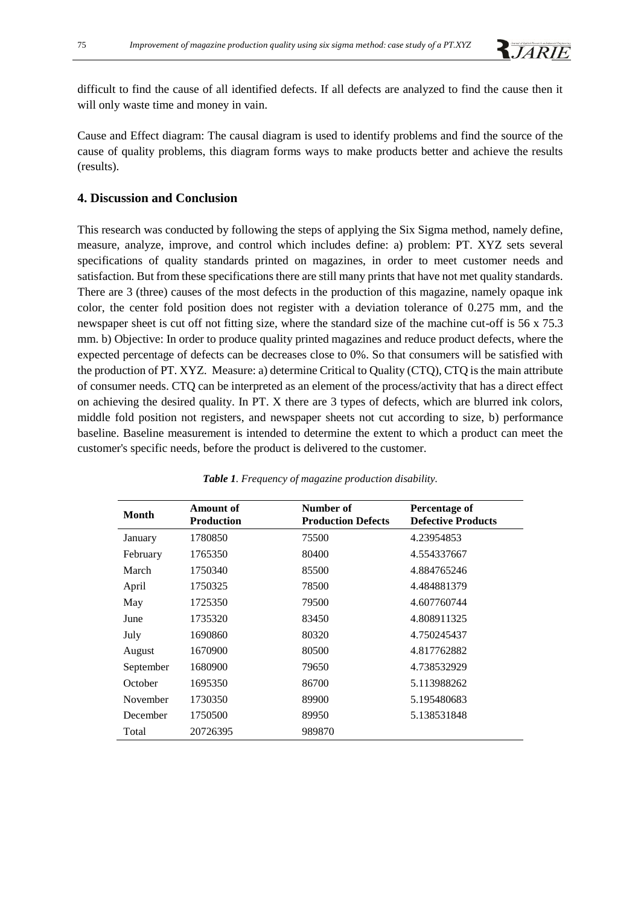difficult to find the cause of all identified defects. If all defects are analyzed to find the cause then it will only waste time and money in vain.

Cause and Effect diagram: The causal diagram is used to identify problems and find the source of the cause of quality problems, this diagram forms ways to make products better and achieve the results (results).

## 4. Discussion and Conclusion

This research was conducted by following the steps of applying the Six Sigma method, namely define, measure, analyze, improve, and control which includes define: a) problem: PT. XYZ sets several specifications of quality standards printed on magazines, in order to meet customer needs and satisfaction. But from these specifications there are still many prints that have not met quality standards. There are 3 (three) causes of the most defects in the production of this magazine, namely opaque ink color, the center fold position does not register with a deviation tolerance of 0.275 mm, and the newspaper sheet is cut off not fitting size, where the standard size of the machine cut-off is 56 x 75.3 mm. b) Objective: In order to produce quality printed magazines and reduce product defects, where the expected percentage of defects can be decreases close to 0%. So that consumers will be satisfied with the production of PT. XYZ. Measure: a) determine Critical to Quality (CTQ), CTQ is the main attribute of consumer needs. CTQ can be interpreted as an element of the process/activity that has a direct effect on achieving the desired quality. In PT. X there are 3 types of defects, which are blurred ink colors, middle fold position not registers, and newspaper sheets not cut according to size, b) performance baseline. Baseline measurement is intended to determine the extent to which a product can meet the customer's specific needs, before the product is delivered to the customer.

***Table 1**. Frequency of magazine production disability.*

| Month | Amount of Production | Number of Production Defects | Percentage of Defective Products |
|---|---|---|---|
| January | 1780850 | 75500 | 4.23954853 |
| February | 1765350 | 80400 | 4.554337667 |
| March | 1750340 | 85500 | 4.884765246 |
| April | 1750325 | 78500 | 4.484881379 |
| May | 1725350 | 79500 | 4.607760744 |
| June | 1735320 | 83450 | 4.808911325 |
| July | 1690860 | 80320 | 4.750245437 |
| August | 1670900 | 80500 | 4.817762882 |
| September | 1680900 | 79650 | 4.738532929 |
| October | 1695350 | 86700 | 5.113988262 |
| November | 1730350 | 89900 | 5.195480683 |
| December | 1750500 | 89950 | 5.138531848 |
| Total | 20726395 | 989870 | |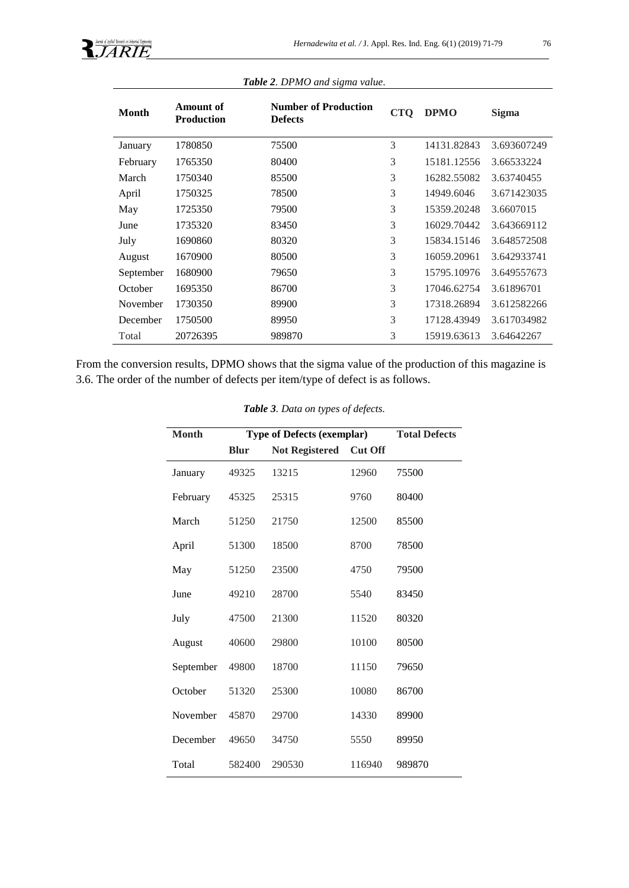*Table 2. DPMO and sigma value.*

| Month | Amount of Production | Number of Production Defects | CTQ | DPMO | Sigma |
|---|---|---|---|---|---|
| January | 1780850 | 75500 | 3 | 14131.82843 | 3.693607249 |
| February | 1765350 | 80400 | 3 | 15181.12556 | 3.66533224 |
| March | 1750340 | 85500 | 3 | 16282.55082 | 3.63740455 |
| April | 1750325 | 78500 | 3 | 14949.6046 | 3.671423035 |
| May | 1725350 | 79500 | 3 | 15359.20248 | 3.6607015 |
| June | 1735320 | 83450 | 3 | 16029.70442 | 3.643669112 |
| July | 1690860 | 80320 | 3 | 15834.15146 | 3.648572508 |
| August | 1670900 | 80500 | 3 | 16059.20961 | 3.642933741 |
| September | 1680900 | 79650 | 3 | 15795.10976 | 3.649557673 |
| October | 1695350 | 86700 | 3 | 17046.62754 | 3.61896701 |
| November | 1730350 | 89900 | 3 | 17318.26894 | 3.612582266 |
| December | 1750500 | 89950 | 3 | 17128.43949 | 3.617034982 |
| Total | 20726395 | 989870 | 3 | 15919.63613 | 3.64642267 |

From the conversion results, DPMO shows that the sigma value of the production of this magazine is 3.6. The order of the number of defects per item/type of defect is as follows.

*Table 3. Data on types of defects.*

| Month | Type of Defects (exemplar) | | | Total Defects |
|---|---|---|---|---|
| | Blur | Not Registered | Cut Off | |
| January | 49325 | 13215 | 12960 | 75500 |
| February | 45325 | 25315 | 9760 | 80400 |
| March | 51250 | 21750 | 12500 | 85500 |
| April | 51300 | 18500 | 8700 | 78500 |
| May | 51250 | 23500 | 4750 | 79500 |
| June | 49210 | 28700 | 5540 | 83450 |
| July | 47500 | 21300 | 11520 | 80320 |
| August | 40600 | 29800 | 10100 | 80500 |
| September | 49800 | 18700 | 11150 | 79650 |
| October | 51320 | 25300 | 10080 | 86700 |
| November | 45870 | 29700 | 14330 | 89900 |
| December | 49650 | 34750 | 5550 | 89950 |
| Total | 582400 | 290530 | 116940 | 989870 |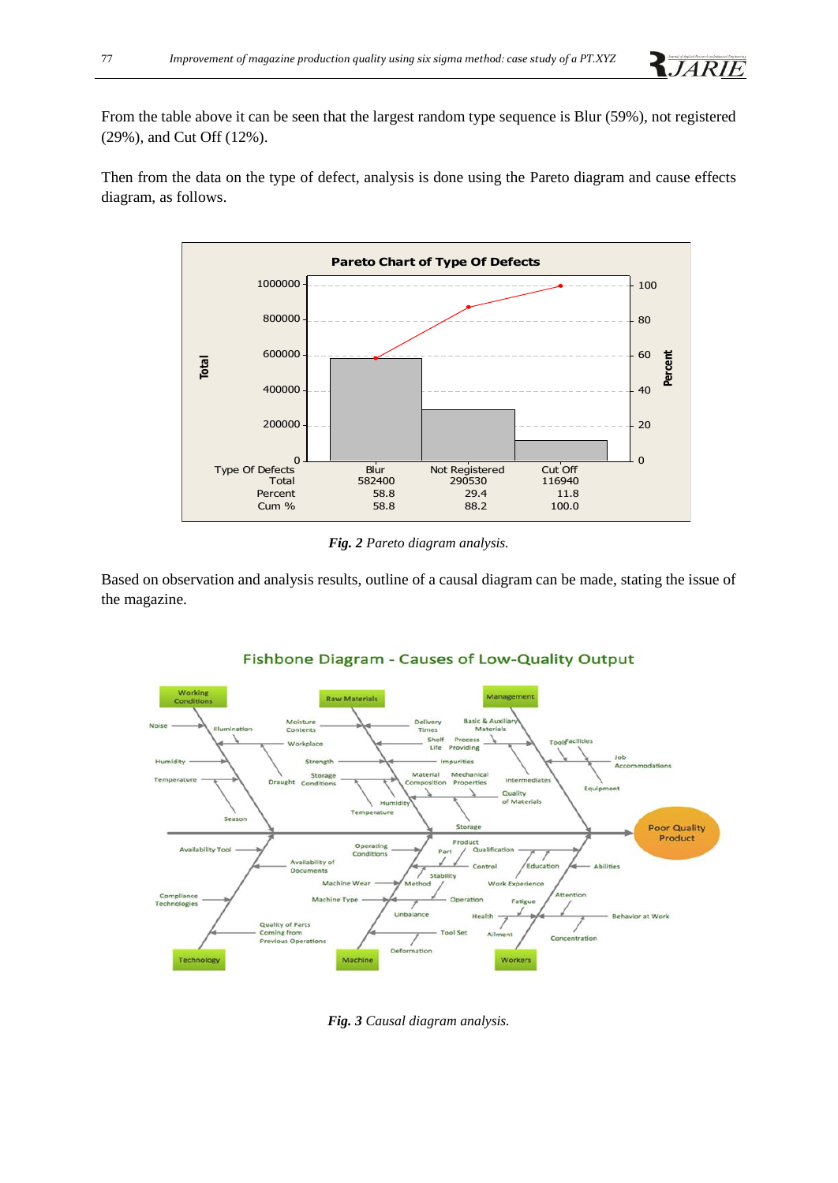From the table above it can be seen that the largest random type sequence is Blur (59%), not registered (29%), and Cut Off (12%).

Then from the data on the type of defect, analysis is done using the Pareto diagram and cause effects diagram, as follows.

| Type Of Defects | Blur | Not Registered | Cut Off |
|---|---|---|---|
| Total | 582400 | 290530 | 116940 |
| Percent | 58.8 | 29.4 | 11.8 |
| Cum % | 58.8 | 88.2 | 100.0 |

***Fig. 2*** *Pareto diagram analysis.*

Based on observation and analysis results, outline of a causal diagram can be made, stating the issue of the magazine.

***Fig. 3*** *Causal diagram analysis.*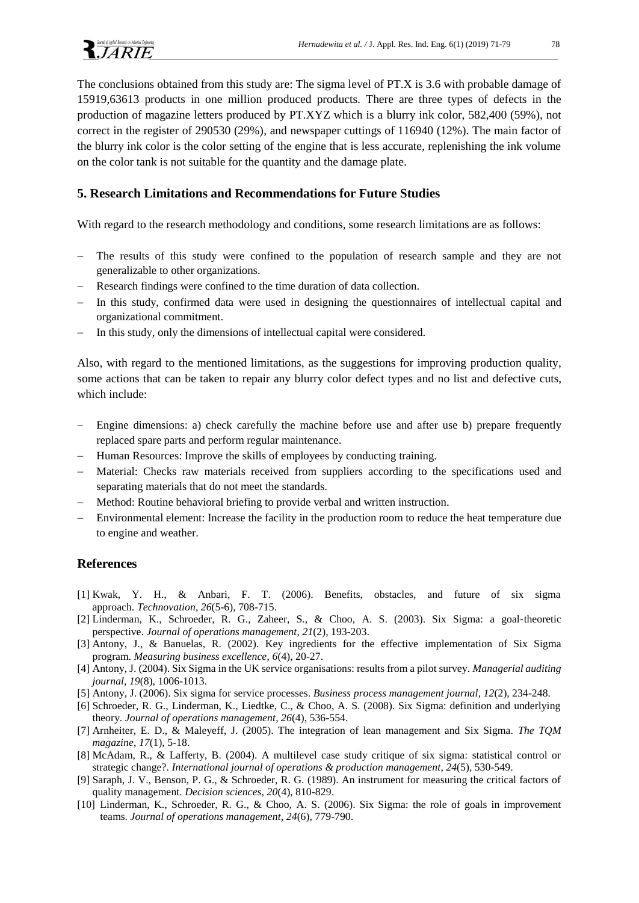The conclusions obtained from this study are: The sigma level of PT.X is 3.6 with probable damage of 15919,63613 products in one million produced products. There are three types of defects in the production of magazine letters produced by PT.XYZ which is a blurry ink color, 582,400 (59%), not correct in the register of 290530 (29%), and newspaper cuttings of 116940 (12%). The main factor of the blurry ink color is the color setting of the engine that is less accurate, replenishing the ink volume on the color tank is not suitable for the quantity and the damage plate.

## 5. Research Limitations and Recommendations for Future Studies

With regard to the research methodology and conditions, some research limitations are as follows:

- The results of this study were confined to the population of research sample and they are not generalizable to other organizations.
- Research findings were confined to the time duration of data collection.
- In this study, confirmed data were used in designing the questionnaires of intellectual capital and organizational commitment.
- In this study, only the dimensions of intellectual capital were considered.

Also, with regard to the mentioned limitations, as the suggestions for improving production quality, some actions that can be taken to repair any blurry color defect types and no list and defective cuts, which include:

- Engine dimensions: a) check carefully the machine before use and after use b) prepare frequently replaced spare parts and perform regular maintenance.
- Human Resources: Improve the skills of employees by conducting training.
- Material: Checks raw materials received from suppliers according to the specifications used and separating materials that do not meet the standards.
- Method: Routine behavioral briefing to provide verbal and written instruction.
- Environmental element: Increase the facility in the production room to reduce the heat temperature due to engine and weather.

## References

[1] Kwak, Y. H., & Anbari, F. T. (2006). Benefits, obstacles, and future of six sigma approach. *Technovation*, *26*(5-6), 708-715.

[2] Linderman, K., Schroeder, R. G., Zaheer, S., & Choo, A. S. (2003). Six Sigma: a goal‐theoretic perspective. *Journal of operations management*, *21*(2), 193-203.

[3] Antony, J., & Banuelas, R. (2002). Key ingredients for the effective implementation of Six Sigma program. *Measuring business excellence*, *6*(4), 20-27.

[4] Antony, J. (2004). Six Sigma in the UK service organisations: results from a pilot survey. *Managerial auditing journal*, *19*(8), 1006-1013.

[5] Antony, J. (2006). Six sigma for service processes. *Business process management journal*, *12*(2), 234-248.

[6] Schroeder, R. G., Linderman, K., Liedtke, C., & Choo, A. S. (2008). Six Sigma: definition and underlying theory. *Journal of operations management*, *26*(4), 536-554.

[7] Arnheiter, E. D., & Maleyeff, J. (2005). The integration of lean management and Six Sigma. *The TQM magazine*, *17*(1), 5-18.

[8] McAdam, R., & Lafferty, B. (2004). A multilevel case study critique of six sigma: statistical control or strategic change?. *International journal of operations & production management*, *24*(5), 530-549.

[9] Saraph, J. V., Benson, P. G., & Schroeder, R. G. (1989). An instrument for measuring the critical factors of quality management. *Decision sciences*, *20*(4), 810-829.

[10] Linderman, K., Schroeder, R. G., & Choo, A. S. (2006). Six Sigma: the role of goals in improvement teams. *Journal of operations management*, *24*(6), 779-790.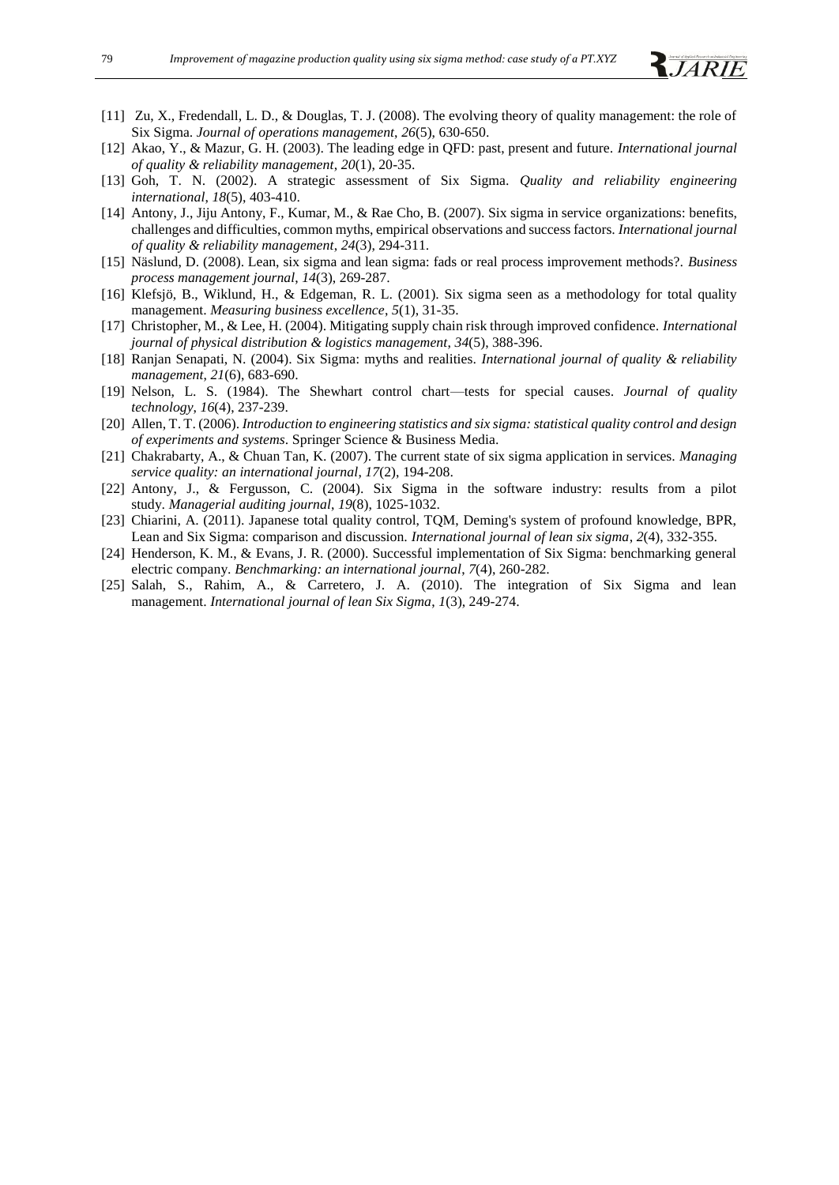[11] Zu, X., Fredendall, L. D., & Douglas, T. J. (2008). The evolving theory of quality management: the role of Six Sigma. *Journal of operations management*, *26*(5), 630-650.

[12] Akao, Y., & Mazur, G. H. (2003). The leading edge in QFD: past, present and future. *International journal of quality & reliability management*, *20*(1), 20-35.

[13] Goh, T. N. (2002). A strategic assessment of Six Sigma. *Quality and reliability engineering international*, *18*(5), 403-410.

[14] Antony, J., Jiju Antony, F., Kumar, M., & Rae Cho, B. (2007). Six sigma in service organizations: benefits, challenges and difficulties, common myths, empirical observations and success factors. *International journal of quality & reliability management*, *24*(3), 294-311.

[15] Näslund, D. (2008). Lean, six sigma and lean sigma: fads or real process improvement methods?. *Business process management journal*, *14*(3), 269-287.

[16] Klefsjö, B., Wiklund, H., & Edgeman, R. L. (2001). Six sigma seen as a methodology for total quality management. *Measuring business excellence*, *5*(1), 31-35.

[17] Christopher, M., & Lee, H. (2004). Mitigating supply chain risk through improved confidence. *International journal of physical distribution & logistics management*, *34*(5), 388-396.

[18] Ranjan Senapati, N. (2004). Six Sigma: myths and realities. *International journal of quality & reliability management*, *21*(6), 683-690.

[19] Nelson, L. S. (1984). The Shewhart control chart—tests for special causes. *Journal of quality technology*, *16*(4), 237-239.

[20] Allen, T. T. (2006). *Introduction to engineering statistics and six sigma: statistical quality control and design of experiments and systems*. Springer Science & Business Media.

[21] Chakrabarty, A., & Chuan Tan, K. (2007). The current state of six sigma application in services. *Managing service quality: an international journal*, *17*(2), 194-208.

[22] Antony, J., & Fergusson, C. (2004). Six Sigma in the software industry: results from a pilot study. *Managerial auditing journal*, *19*(8), 1025-1032.

[23] Chiarini, A. (2011). Japanese total quality control, TQM, Deming's system of profound knowledge, BPR, Lean and Six Sigma: comparison and discussion. *International journal of lean six sigma*, *2*(4), 332-355.

[24] Henderson, K. M., & Evans, J. R. (2000). Successful implementation of Six Sigma: benchmarking general electric company. *Benchmarking: an international journal*, *7*(4), 260-282.

[25] Salah, S., Rahim, A., & Carretero, J. A. (2010). The integration of Six Sigma and lean management. *International journal of lean Six Sigma*, *1*(3), 249-274.